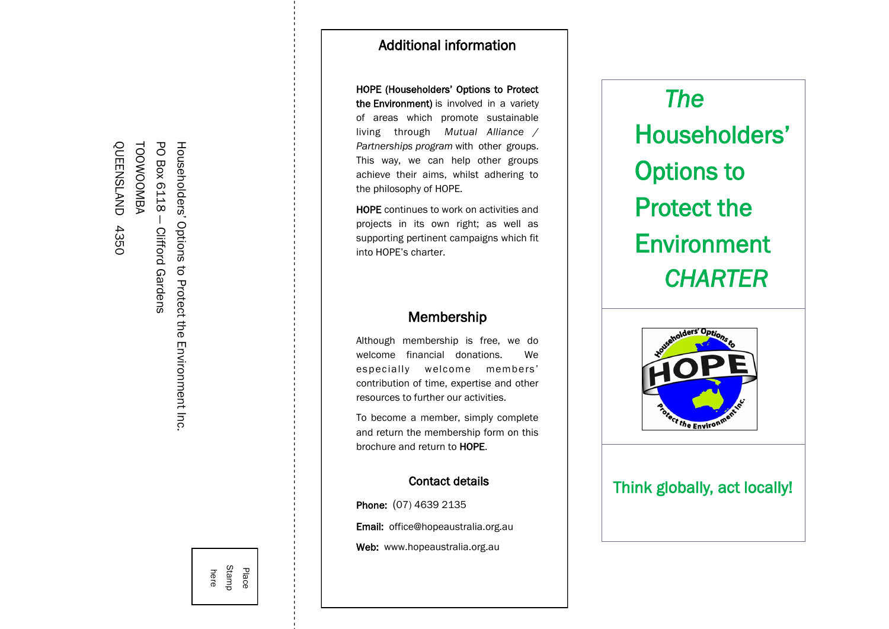Householders' Options to Protect the Environment Inc.
PO Box 6118 — Clifford Gardens
TOOWOOMBA
QUEENSLAND 4350

Place
Stamp
here

## Additional information

**HOPE (Householders' Options to Protect the Environment)** is involved in a variety of areas which promote sustainable living through *Mutual Alliance / Partnerships program* with other groups. This way, we can help other groups achieve their aims, whilst adhering to the philosophy of HOPE.

**HOPE** continues to work on activities and projects in its own right; as well as supporting pertinent campaigns which fit into HOPE's charter.

## Membership

Although membership is free, we do welcome financial donations. We especially welcome members' contribution of time, expertise and other resources to further our activities.

To become a member, simply complete and return the membership form on this brochure and return to **HOPE**.

### Contact details

**Phone:** (07) 4639 2135

**Email:** office@hopeaustralia.org.au

**Web:** www.hopeaustralia.org.au

# *The* Householders' Options to Protect the Environment *CHARTER*

Householders' Options to HOPE Protect the Environment Inc.

Think globally, act locally!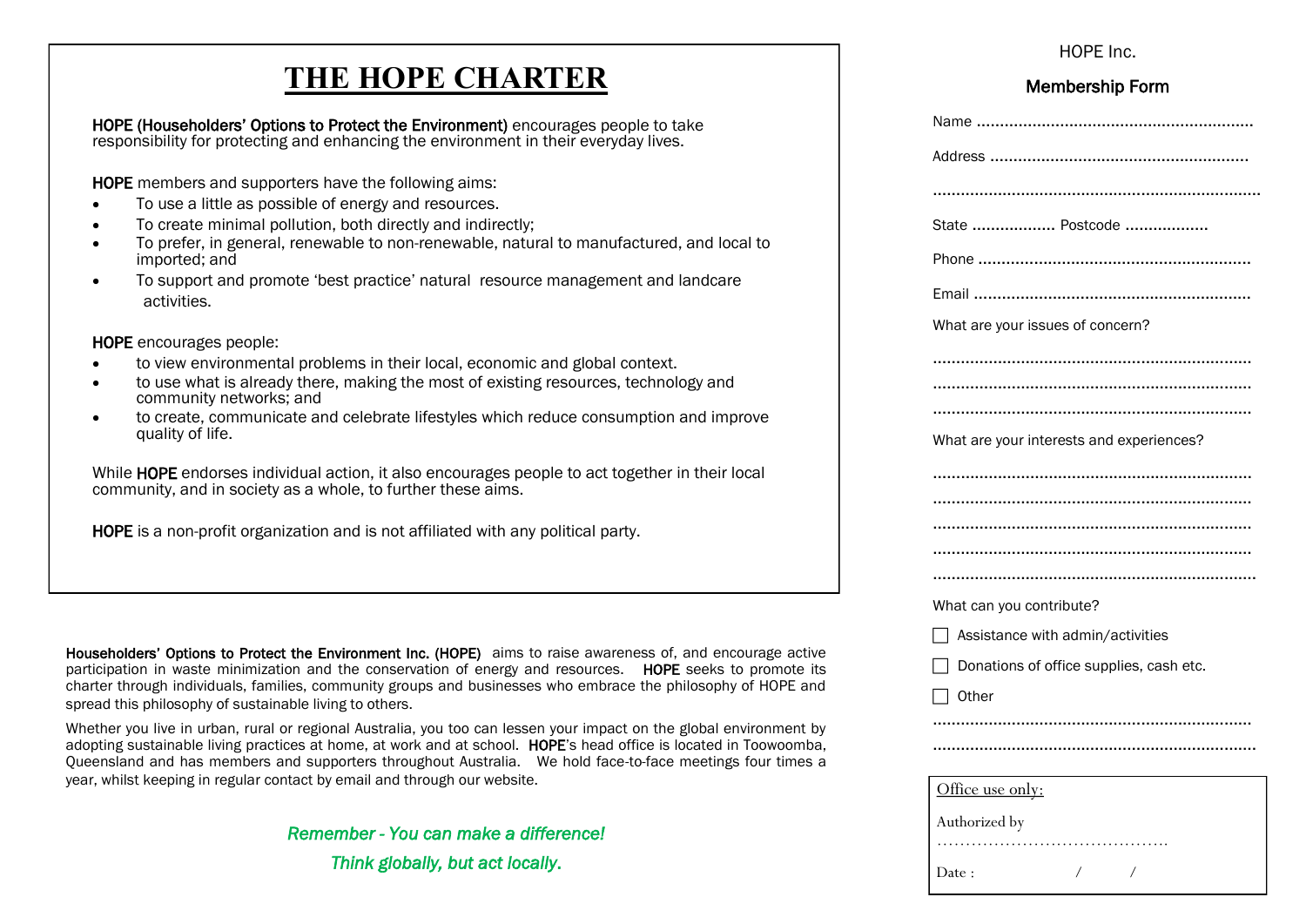# THE HOPE CHARTER

**HOPE (Householders' Options to Protect the Environment)** encourages people to take responsibility for protecting and enhancing the environment in their everyday lives.

**HOPE** members and supporters have the following aims:

- To use a little as possible of energy and resources.
- To create minimal pollution, both directly and indirectly;
- To prefer, in general, renewable to non-renewable, natural to manufactured, and local to imported; and
- To support and promote 'best practice' natural resource management and landcare activities.

**HOPE** encourages people:

- to view environmental problems in their local, economic and global context.
- to use what is already there, making the most of existing resources, technology and community networks; and
- to create, communicate and celebrate lifestyles which reduce consumption and improve quality of life.

While **HOPE** endorses individual action, it also encourages people to act together in their local community, and in society as a whole, to further these aims.

**HOPE** is a non-profit organization and is not affiliated with any political party.

**Householders' Options to Protect the Environment Inc. (HOPE)** aims to raise awareness of, and encourage active participation in waste minimization and the conservation of energy and resources. **HOPE** seeks to promote its charter through individuals, families, community groups and businesses who embrace the philosophy of HOPE and spread this philosophy of sustainable living to others.

Whether you live in urban, rural or regional Australia, you too can lessen your impact on the global environment by adopting sustainable living practices at home, at work and at school. **HOPE**'s head office is located in Toowoomba, Queensland and has members and supporters throughout Australia. We hold face-to-face meetings four times a year, whilst keeping in regular contact by email and through our website.

*Remember - You can make a difference!*

*Think globally, but act locally.*

HOPE Inc.

## Membership Form

Name ............................................................

Address ........................................................

.......................................................................

State .................. Postcode ..................

Phone ...........................................................

Email ............................................................

What are your issues of concern?

.....................................................................

.....................................................................

.....................................................................

What are your interests and experiences?

.....................................................................

.....................................................................

.....................................................................

.....................................................................

.....................................................................

What can you contribute?

☐ Assistance with admin/activities

☐ Donations of office supplies, cash etc.

☐ Other

.....................................................................

.....................................................................

Office use only:

Authorized by
........................................

Date : / /